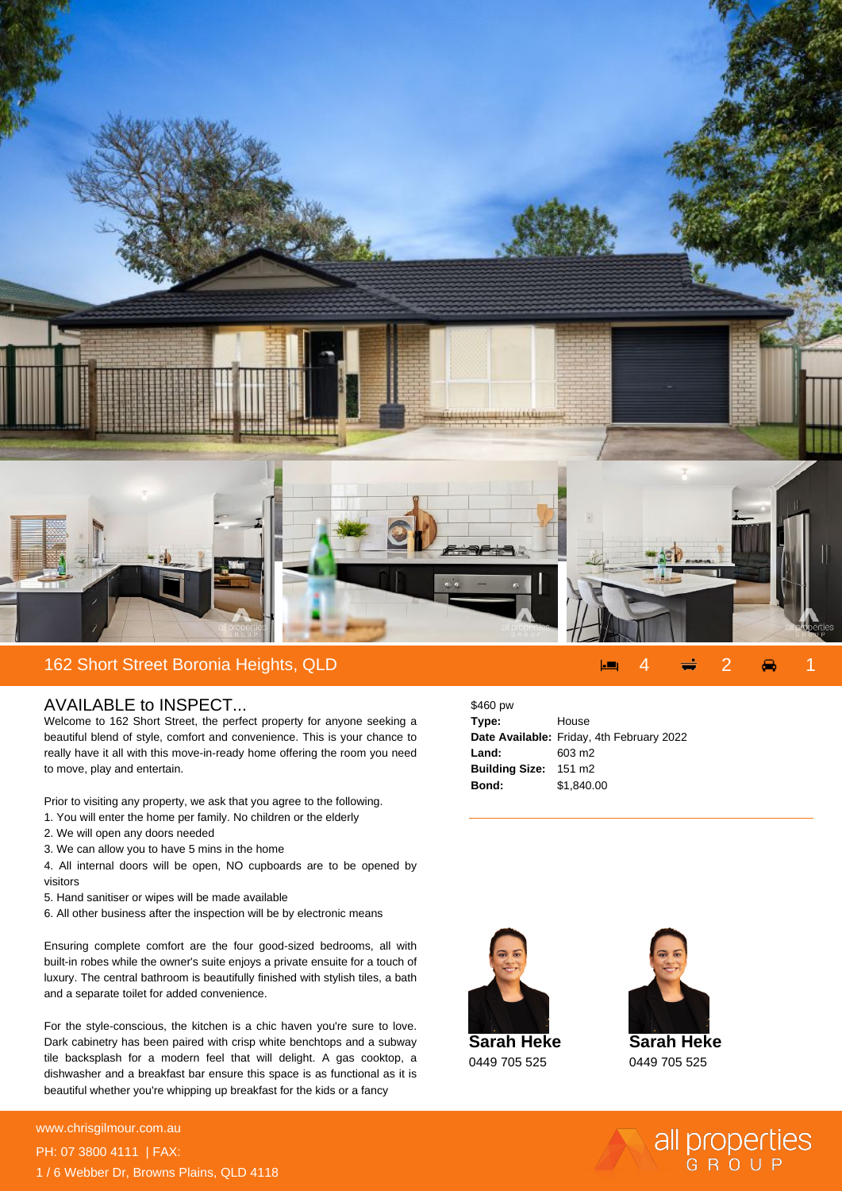# 162 Short Street Boronia Heights, QLD

4 bed | 2 bath | 1 car

## AVAILABLE to INSPECT...

Welcome to 162 Short Street, the perfect property for anyone seeking a beautiful blend of style, comfort and convenience. This is your chance to really have it all with this move-in-ready home offering the room you need to move, play and entertain.

Prior to visiting any property, we ask that you agree to the following.

1. You will enter the home per family. No children or the elderly
2. We will open any doors needed
3. We can allow you to have 5 mins in the home
4. All internal doors will be open, NO cupboards are to be opened by visitors
5. Hand sanitiser or wipes will be made available
6. All other business after the inspection will be by electronic means

Ensuring complete comfort are the four good-sized bedrooms, all with built-in robes while the owner's suite enjoys a private ensuite for a touch of luxury. The central bathroom is beautifully finished with stylish tiles, a bath and a separate toilet for added convenience.

For the style-conscious, the kitchen is a chic haven you're sure to love. Dark cabinetry has been paired with crisp white benchtops and a subway tile backsplash for a modern feel that will delight. A gas cooktop, a dishwasher and a breakfast bar ensure this space is as functional as it is beautiful whether you're whipping up breakfast for the kids or a fancy

$460 pw

| | |
|---|---|
| **Type:** | House |
| **Date Available:** | Friday, 4th February 2022 |
| **Land:** | 603 m2 |
| **Building Size:** | 151 m2 |
| **Bond:** | $1,840.00 |

**Sarah Heke**
0449 705 525

**Sarah Heke**
0449 705 525

www.chrisgilmour.com.au
PH: 07 3800 4111 | FAX:
1 / 6 Webber Dr, Browns Plains, QLD 4118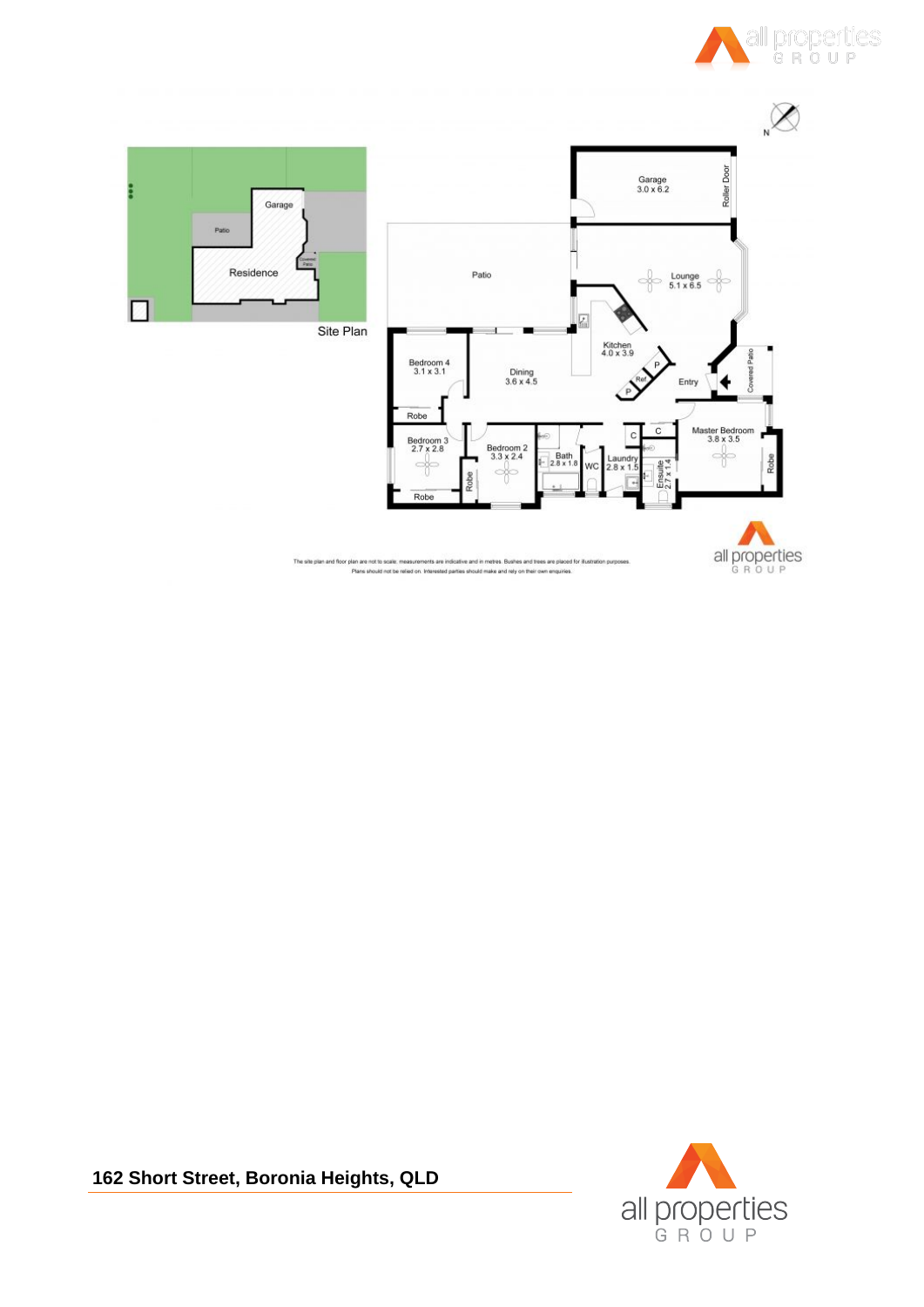Site Plan

Garage

Patio

Residence

Covered Patio

Garage
3.0 x 6.2

Roller Door

Patio

Lounge
5.1 x 6.5

Kitchen
4.0 x 3.9

Bedroom 4
3.1 x 3.1

Dining
3.6 x 4.5

Entry

Covered Patio

Robe

Bedroom 3
2.7 x 2.8

Bedroom 2
3.3 x 2.4

Bath
2.8 x 1.8

WC

Laundry
2.8 x 1.5

Ensuite
2.7 x 1.4

Master Bedroom
3.8 x 3.5

Robe

Robe

Robe

The site plan and floor plan are not to scale, measurements are indicative and in metres. Bushes and trees are placed for illustration purposes. Plans should not be relied on. Interested parties should make and rely on their own enquiries.

**162 Short Street, Boronia Heights, QLD**